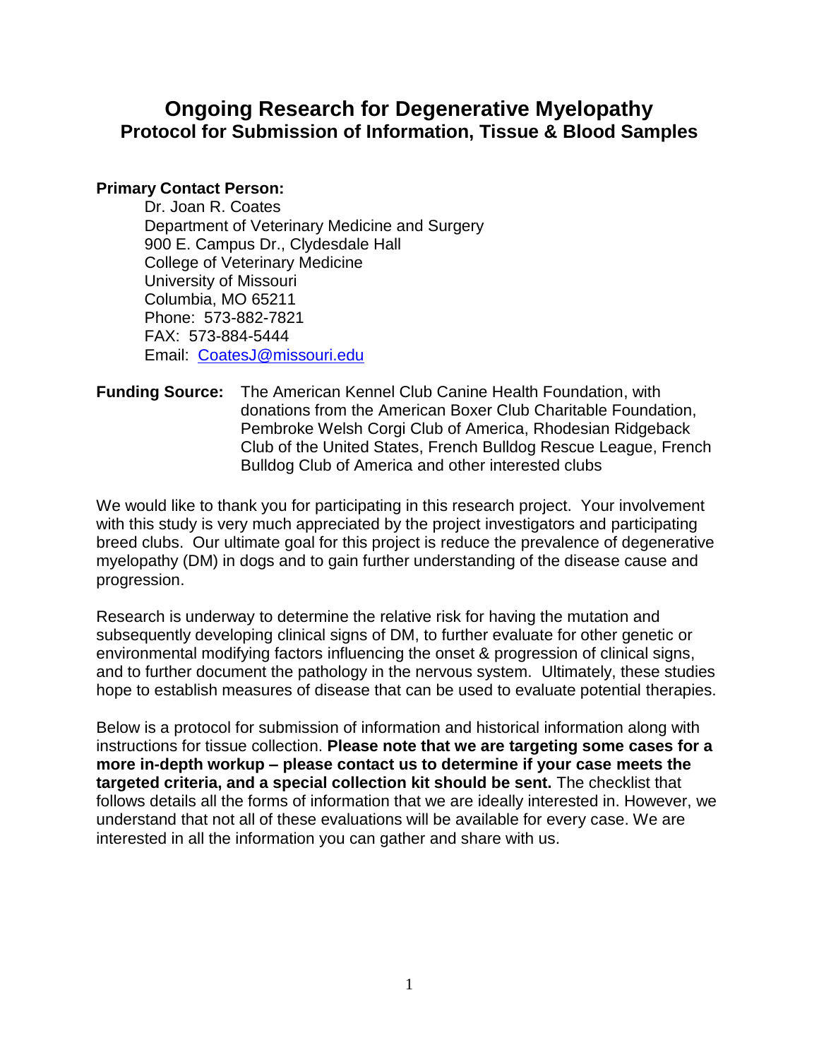# Ongoing Research for Degenerative Myelopathy

## Protocol for Submission of Information, Tissue & Blood Samples

**Primary Contact Person:**

Dr. Joan R. Coates
Department of Veterinary Medicine and Surgery
900 E. Campus Dr., Clydesdale Hall
College of Veterinary Medicine
University of Missouri
Columbia, MO 65211
Phone: 573-882-7821
FAX: 573-884-5444
Email: [CoatesJ@missouri.edu](mailto:CoatesJ@missouri.edu)

**Funding Source:** The American Kennel Club Canine Health Foundation, with donations from the American Boxer Club Charitable Foundation, Pembroke Welsh Corgi Club of America, Rhodesian Ridgeback Club of the United States, French Bulldog Rescue League, French Bulldog Club of America and other interested clubs

We would like to thank you for participating in this research project. Your involvement with this study is very much appreciated by the project investigators and participating breed clubs. Our ultimate goal for this project is reduce the prevalence of degenerative myelopathy (DM) in dogs and to gain further understanding of the disease cause and progression.

Research is underway to determine the relative risk for having the mutation and subsequently developing clinical signs of DM, to further evaluate for other genetic or environmental modifying factors influencing the onset & progression of clinical signs, and to further document the pathology in the nervous system. Ultimately, these studies hope to establish measures of disease that can be used to evaluate potential therapies.

Below is a protocol for submission of information and historical information along with instructions for tissue collection. **Please note that we are targeting some cases for a more in-depth workup – please contact us to determine if your case meets the targeted criteria, and a special collection kit should be sent.** The checklist that follows details all the forms of information that we are ideally interested in. However, we understand that not all of these evaluations will be available for every case. We are interested in all the information you can gather and share with us.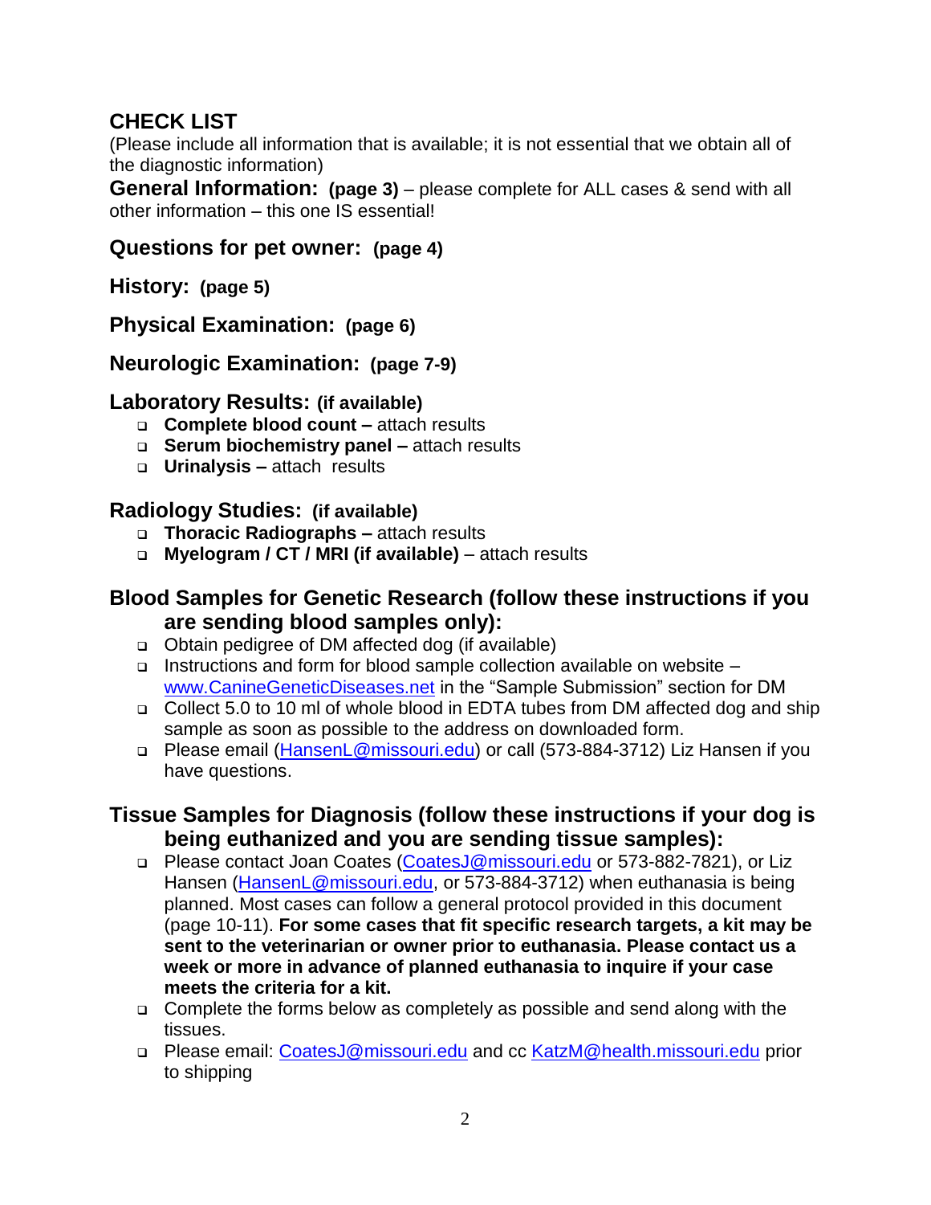## CHECK LIST

(Please include all information that is available; it is not essential that we obtain all of the diagnostic information)

**General Information: (page 3)** – please complete for ALL cases & send with all other information – this one IS essential!

### Questions for pet owner: (page 4)

### History: (page 5)

### Physical Examination: (page 6)

### Neurologic Examination: (page 7-9)

### Laboratory Results: (if available)

- **Complete blood count –** attach results
- **Serum biochemistry panel –** attach results
- **Urinalysis –** attach results

### Radiology Studies: (if available)

- **Thoracic Radiographs –** attach results
- **Myelogram / CT / MRI (if available)** – attach results

### Blood Samples for Genetic Research (follow these instructions if you are sending blood samples only):

- Obtain pedigree of DM affected dog (if available)
- Instructions and form for blood sample collection available on website – www.CanineGeneticDiseases.net in the "Sample Submission" section for DM
- Collect 5.0 to 10 ml of whole blood in EDTA tubes from DM affected dog and ship sample as soon as possible to the address on downloaded form.
- Please email (HansenL@missouri.edu) or call (573-884-3712) Liz Hansen if you have questions.

### Tissue Samples for Diagnosis (follow these instructions if your dog is being euthanized and you are sending tissue samples):

- Please contact Joan Coates (CoatesJ@missouri.edu or 573-882-7821), or Liz Hansen (HansenL@missouri.edu, or 573-884-3712) when euthanasia is being planned. Most cases can follow a general protocol provided in this document (page 10-11). **For some cases that fit specific research targets, a kit may be sent to the veterinarian or owner prior to euthanasia. Please contact us a week or more in advance of planned euthanasia to inquire if your case meets the criteria for a kit.**
- Complete the forms below as completely as possible and send along with the tissues.
- Please email: CoatesJ@missouri.edu and cc KatzM@health.missouri.edu prior to shipping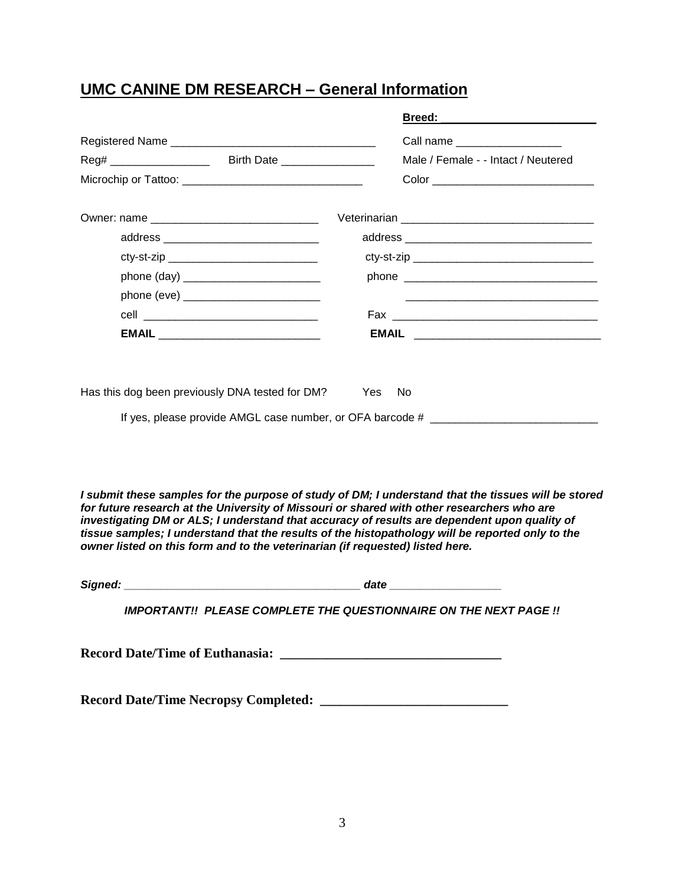## UMC CANINE DM RESEARCH – General Information

**Breed: ________________________**

Registered Name ________________________________ Call name ________________

Reg# ________________ Birth Date _______________ Male / Female - - Intact / Neutered

Microchip or Tattoo: ____________________________ Color __________________________

Owner: name ___________________________

address _________________________

cty-st-zip ________________________

phone (day) ______________________

phone (eve) ______________________

cell ____________________________

**EMAIL** __________________________

Veterinarian ______________________________

address ______________________________

cty-st-zip _____________________________

phone ________________________________

________________________________

Fax _________________________________

**EMAIL** ______________________________

Has this dog been previously DNA tested for DM? Yes No

If yes, please provide AMGL case number, or OFA barcode # __________________________

***I submit these samples for the purpose of study of DM; I understand that the tissues will be stored for future research at the University of Missouri or shared with other researchers who are investigating DM or ALS; I understand that accuracy of results are dependent upon quality of tissue samples; I understand that the results of the histopathology will be reported only to the owner listed on this form and to the veterinarian (if requested) listed here.***

***Signed:*** ____________________________________ ***date*** _________________

***IMPORTANT!! PLEASE COMPLETE THE QUESTIONNAIRE ON THE NEXT PAGE !!***

**Record Date/Time of Euthanasia: ________________________________**

**Record Date/Time Necropsy Completed: ___________________________**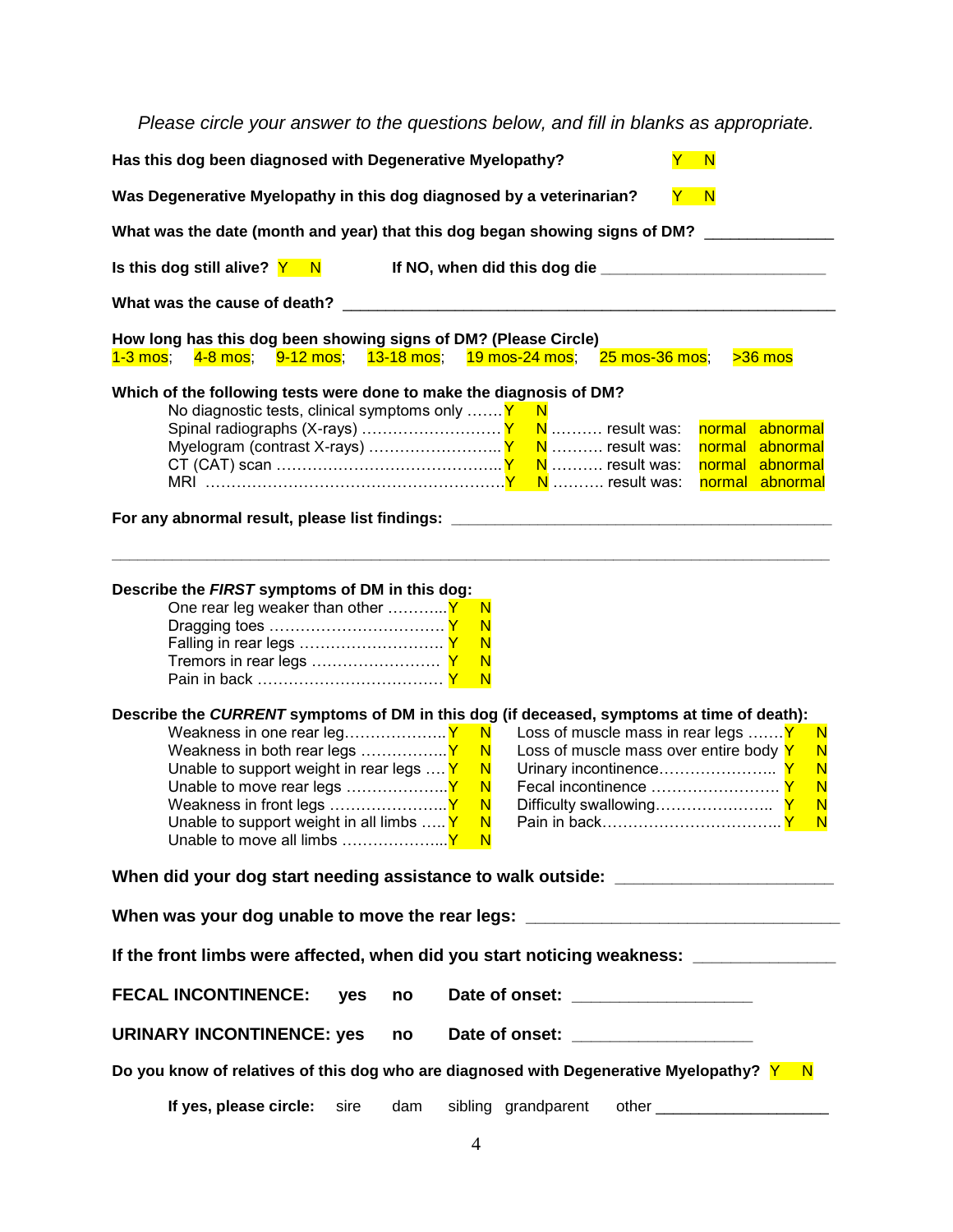*Please circle your answer to the questions below, and fill in blanks as appropriate.*

**Has this dog been diagnosed with Degenerative Myelopathy?** Y N

**Was Degenerative Myelopathy in this dog diagnosed by a veterinarian?** Y N

**What was the date (month and year) that this dog began showing signs of DM?** ______________

**Is this dog still alive?** Y N **If NO, when did this dog die** __________________________

**What was the cause of death?** ________________________________________________________

**How long has this dog been showing signs of DM? (Please Circle)**
1-3 mos; 4-8 mos; 9-12 mos; 13-18 mos; 19 mos-24 mos; 25 mos-36 mos; >36 mos

**Which of the following tests were done to make the diagnosis of DM?**

| Test | | | | |
|---|---|---|---|---|
| No diagnostic tests, clinical symptoms only ……. | Y | N | | |
| Spinal radiographs (X-rays) ……………………… | Y | N | ………. result was: | normal abnormal |
| Myelogram (contrast X-rays) …………………….. | Y | N | ………. result was: | normal abnormal |
| CT (CAT) scan ……………………………………. | Y | N | ………. result was: | normal abnormal |
| MRI ………………………………………………… | Y | N | ………. result was: | normal abnormal |

**For any abnormal result, please list findings:** ____________________________________________

_______________________________________________________________________________

**Describe the *FIRST* symptoms of DM in this dog:**

| Symptom | | |
|---|---|---|
| One rear leg weaker than other ……….. | Y | N |
| Dragging toes …………………………… | Y | N |
| Falling in rear legs ……………………… | Y | N |
| Tremors in rear legs …………………… | Y | N |
| Pain in back ……………………………… | Y | N |

**Describe the *CURRENT* symptoms of DM in this dog (if deceased, symptoms at time of death):**

| Symptom | | | Symptom | | |
|---|---|---|---|---|---|
| Weakness in one rear leg………………. | Y | N | Loss of muscle mass in rear legs ……. | Y | N |
| Weakness in both rear legs …………… | Y | N | Loss of muscle mass over entire body | Y | N |
| Unable to support weight in rear legs …. | Y | N | Urinary incontinence…………………. | Y | N |
| Unable to move rear legs ………………. | Y | N | Fecal incontinence ……………………. | Y | N |
| Weakness in front legs …………………. | Y | N | Difficulty swallowing………………….. | Y | N |
| Unable to support weight in all limbs ….. | Y | N | Pain in back…………………………….. | Y | N |
| Unable to move all limbs ……………….. | Y | N | | | |

**When did your dog start needing assistance to walk outside:** ______________________

**When was your dog unable to move the rear legs:** _______________________________

**If the front limbs were affected, when did you start noticing weakness:** ______________

**FECAL INCONTINENCE: yes no Date of onset:** ___________________

**URINARY INCONTINENCE: yes no Date of onset:** ___________________

**Do you know of relatives of this dog who are diagnosed with Degenerative Myelopathy?** Y N

**If yes, please circle:** sire dam sibling grandparent other ___________________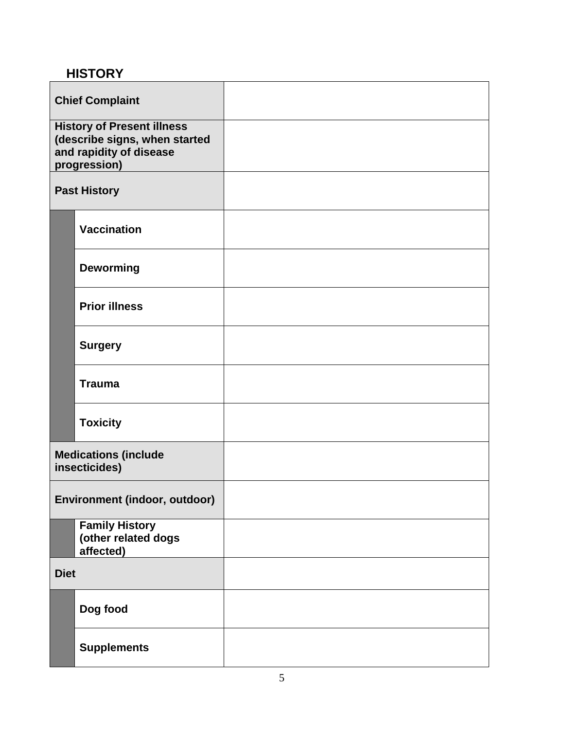## HISTORY

| | | |
|---|---|---|
| **Chief Complaint** | | |
| **History of Present illness (describe signs, when started and rapidity of disease progression)** | | |
| **Past History** | | |
| | **Vaccination** | |
| | **Deworming** | |
| | **Prior illness** | |
| | **Surgery** | |
| | **Trauma** | |
| | **Toxicity** | |
| **Medications (include insecticides)** | | |
| **Environment (indoor, outdoor)** | | |
| | **Family History (other related dogs affected)** | |
| **Diet** | | |
| | **Dog food** | |
| | **Supplements** | |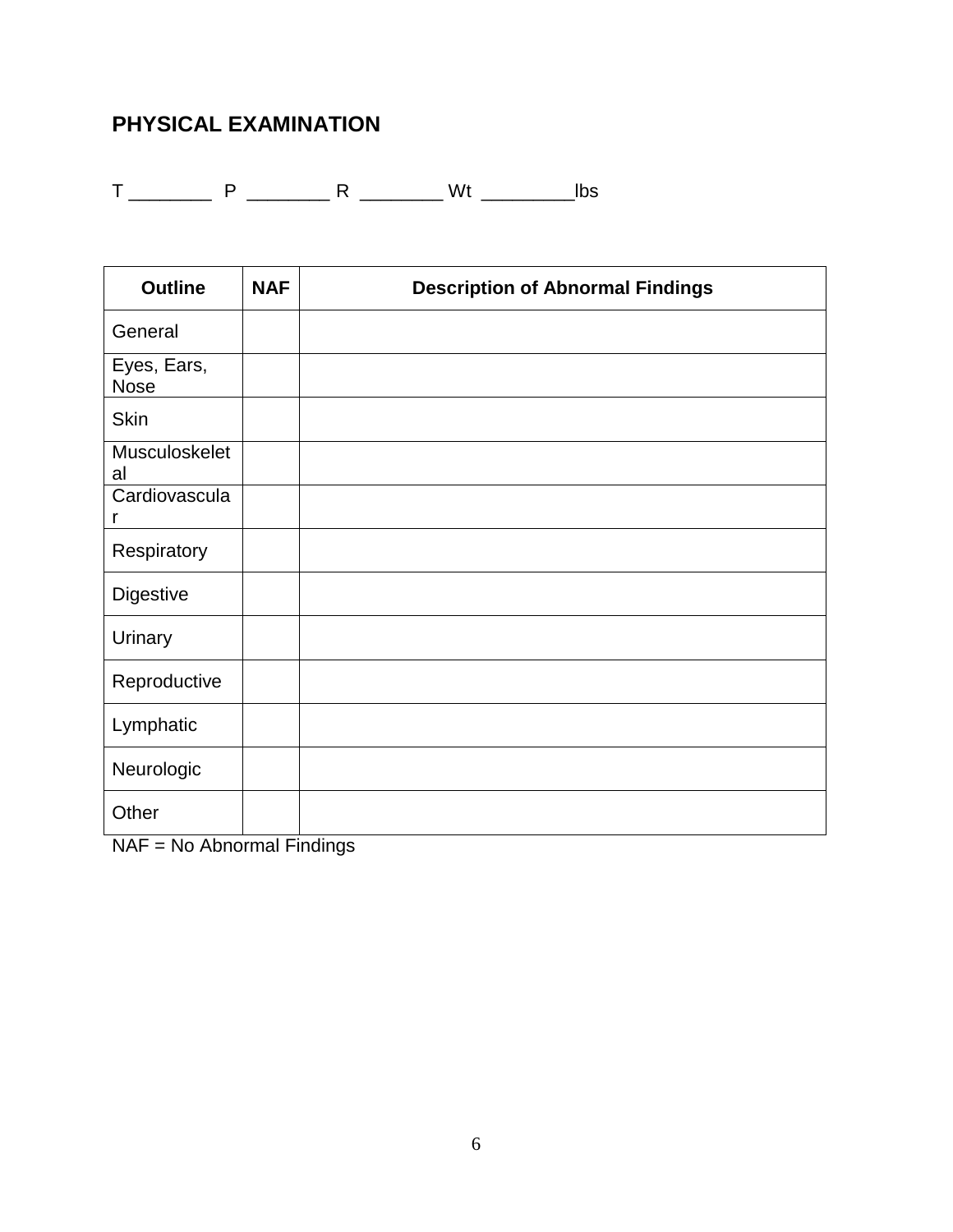## PHYSICAL EXAMINATION

T ________ P ________ R ________ Wt _________lbs

| Outline | NAF | Description of Abnormal Findings |
|---|---|---|
| General | | |
| Eyes, Ears, Nose | | |
| Skin | | |
| Musculoskeletal | | |
| Cardiovascular | | |
| Respiratory | | |
| Digestive | | |
| Urinary | | |
| Reproductive | | |
| Lymphatic | | |
| Neurologic | | |
| Other | | |

NAF = No Abnormal Findings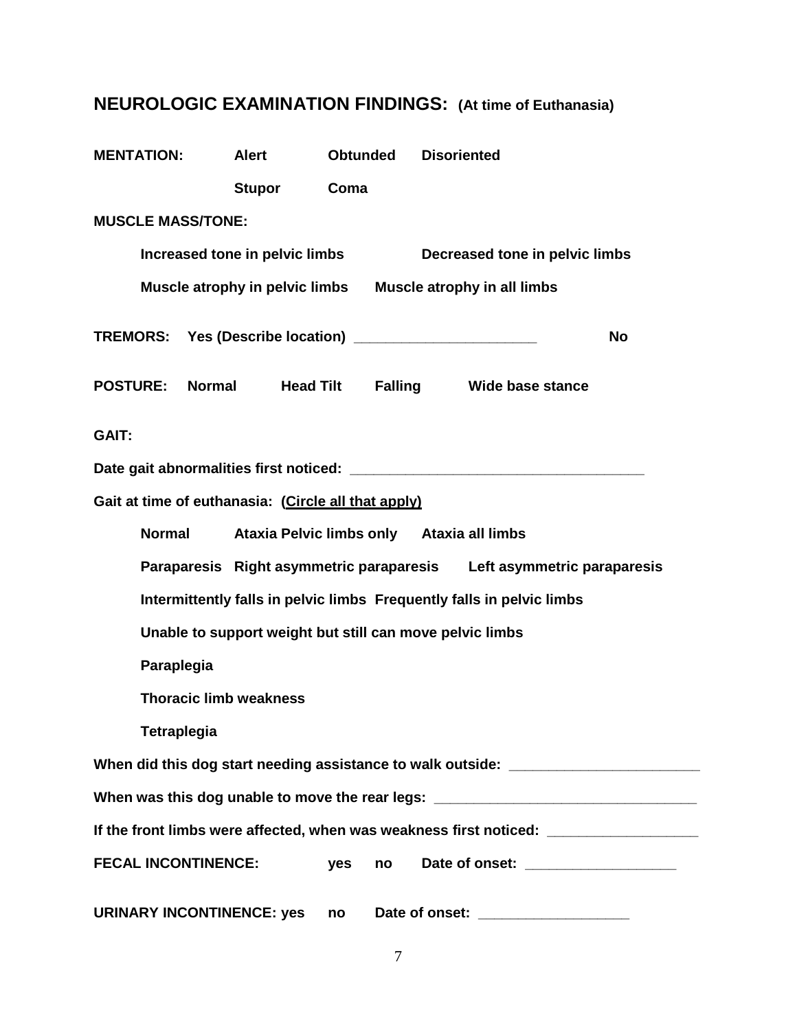## NEUROLOGIC EXAMINATION FINDINGS: (At time of Euthanasia)

**MENTATION:** Alert    Obtunded    Disoriented

Stupor    Coma

**MUSCLE MASS/TONE:**

Increased tone in pelvic limbs    Decreased tone in pelvic limbs

Muscle atrophy in pelvic limbs    Muscle atrophy in all limbs

**TREMORS:** Yes (Describe location) ______________________    No

**POSTURE:** Normal    Head Tilt    Falling    Wide base stance

**GAIT:**

Date gait abnormalities first noticed: ____________________________________

Gait at time of euthanasia: (Circle all that apply)

Normal    Ataxia Pelvic limbs only    Ataxia all limbs

Paraparesis    Right asymmetric paraparesis    Left asymmetric paraparesis

Intermittently falls in pelvic limbs    Frequently falls in pelvic limbs

Unable to support weight but still can move pelvic limbs

Paraplegia

Thoracic limb weakness

Tetraplegia

When did this dog start needing assistance to walk outside: ________________________

When was this dog unable to move the rear legs: _________________________________

If the front limbs were affected, when was weakness first noticed: ___________________

**FECAL INCONTINENCE:** yes    no    Date of onset: ___________________

**URINARY INCONTINENCE:** yes    no    Date of onset: ___________________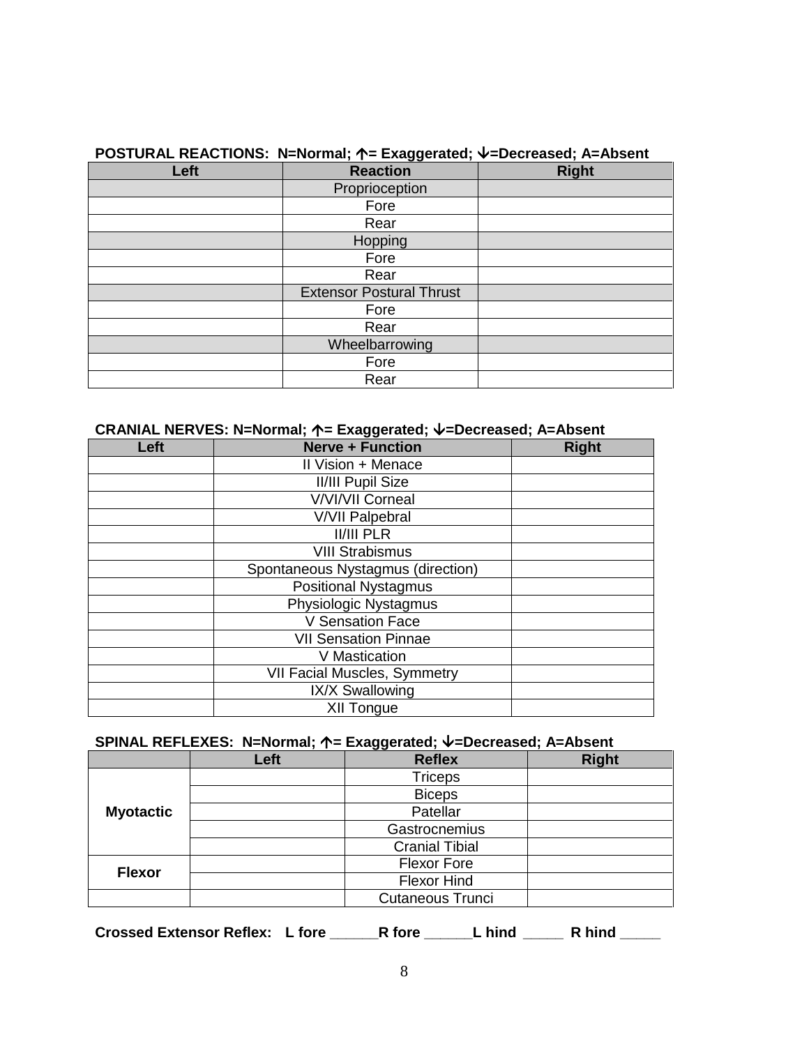**POSTURAL REACTIONS: N=Normal; ↑= Exaggerated; ↓=Decreased; A=Absent**

| Left | Reaction | Right |
|---|---|---|
| | Proprioception | |
| | Fore | |
| | Rear | |
| | Hopping | |
| | Fore | |
| | Rear | |
| | Extensor Postural Thrust | |
| | Fore | |
| | Rear | |
| | Wheelbarrowing | |
| | Fore | |
| | Rear | |

**CRANIAL NERVES: N=Normal; ↑= Exaggerated; ↓=Decreased; A=Absent**

| Left | Nerve + Function | Right |
|---|---|---|
| | II Vision + Menace | |
| | II/III Pupil Size | |
| | V/VI/VII Corneal | |
| | V/VII Palpebral | |
| | II/III PLR | |
| | VIII Strabismus | |
| | Spontaneous Nystagmus (direction) | |
| | Positional Nystagmus | |
| | Physiologic Nystagmus | |
| | V Sensation Face | |
| | VII Sensation Pinnae | |
| | V Mastication | |
| | VII Facial Muscles, Symmetry | |
| | IX/X Swallowing | |
| | XII Tongue | |

**SPINAL REFLEXES: N=Normal; ↑= Exaggerated; ↓=Decreased; A=Absent**

| | Left | Reflex | Right |
|---|---|---|---|
| **Myotactic** | | Triceps | |
| | | Biceps | |
| | | Patellar | |
| | | Gastrocnemius | |
| | | Cranial Tibial | |
| **Flexor** | | Flexor Fore | |
| | | Flexor Hind | |
| | | Cutaneous Trunci | |

**Crossed Extensor Reflex: L fore ______R fore ______L hind _____ R hind _____**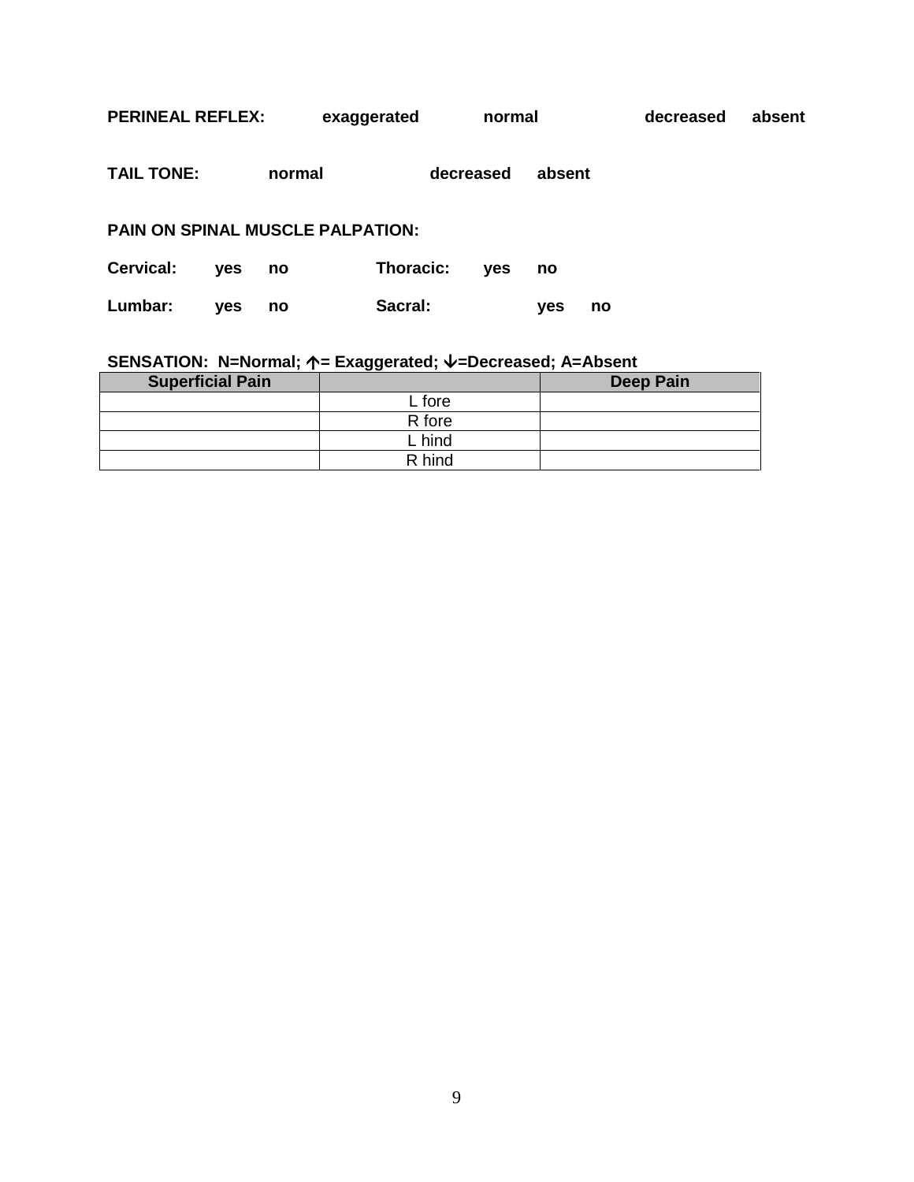**PERINEAL REFLEX:** exaggerated normal decreased absent

**TAIL TONE:** normal decreased absent

**PAIN ON SPINAL MUSCLE PALPATION:**

**Cervical:** yes no **Thoracic:** yes no

**Lumbar:** yes no **Sacral:** yes no

**SENSATION: N=Normal; ↑= Exaggerated; ↓=Decreased; A=Absent**

| Superficial Pain | | Deep Pain |
|---|---|---|
| | L fore | |
| | R fore | |
| | L hind | |
| | R hind | |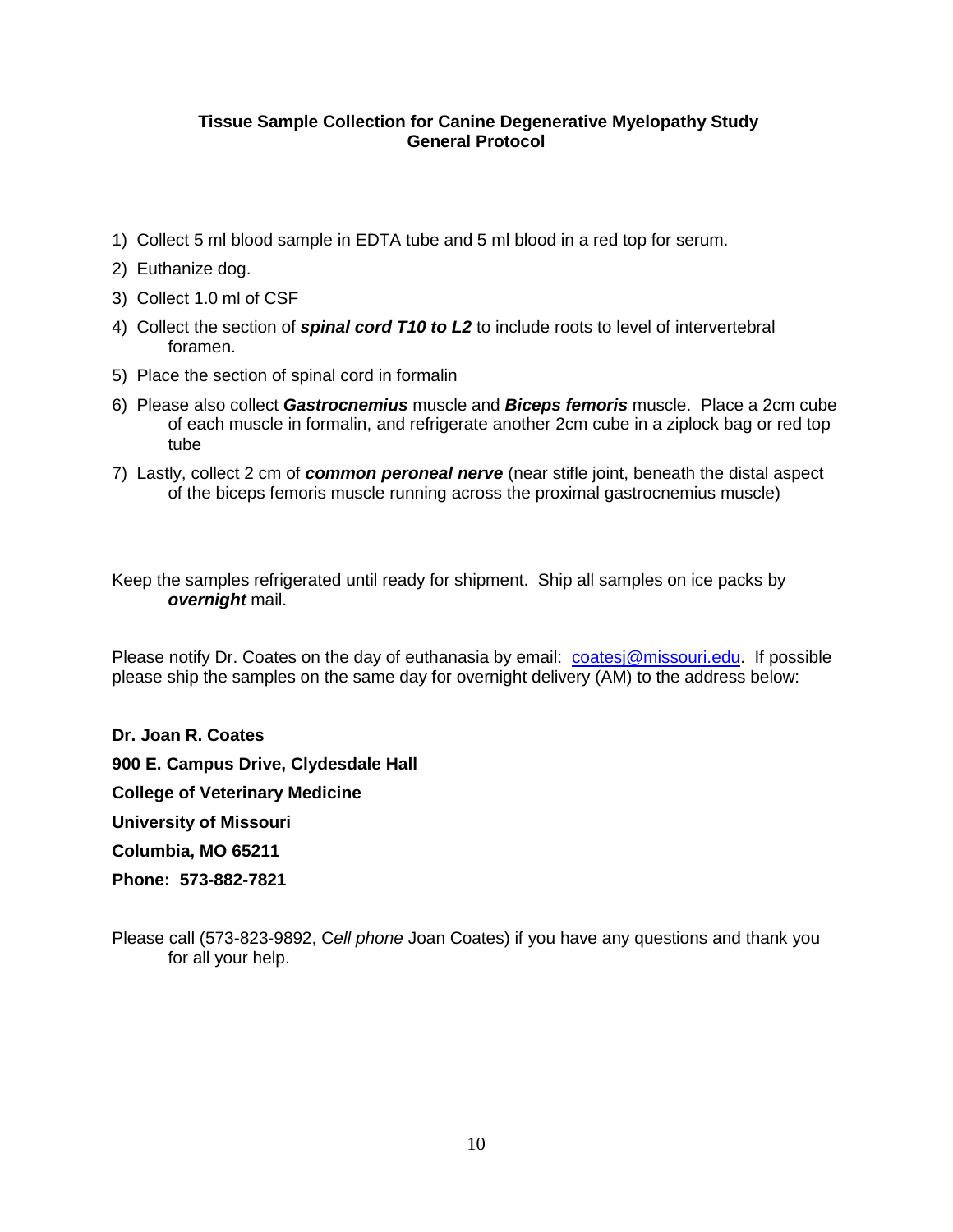**Tissue Sample Collection for Canine Degenerative Myelopathy Study**
**General Protocol**

1) Collect 5 ml blood sample in EDTA tube and 5 ml blood in a red top for serum.
2) Euthanize dog.
3) Collect 1.0 ml of CSF
4) Collect the section of ***spinal cord T10 to L2*** to include roots to level of intervertebral foramen.
5) Place the section of spinal cord in formalin
6) Please also collect ***Gastrocnemius*** muscle and ***Biceps femoris*** muscle. Place a 2cm cube of each muscle in formalin, and refrigerate another 2cm cube in a ziplock bag or red top tube
7) Lastly, collect 2 cm of ***common peroneal nerve*** (near stifle joint, beneath the distal aspect of the biceps femoris muscle running across the proximal gastrocnemius muscle)

Keep the samples refrigerated until ready for shipment. Ship all samples on ice packs by ***overnight*** mail.

Please notify Dr. Coates on the day of euthanasia by email: coatesj@missouri.edu. If possible please ship the samples on the same day for overnight delivery (AM) to the address below:

**Dr. Joan R. Coates**

**900 E. Campus Drive, Clydesdale Hall**

**College of Veterinary Medicine**

**University of Missouri**

**Columbia, MO 65211**

**Phone: 573-882-7821**

Please call (573-823-9892, C*ell phone* Joan Coates) if you have any questions and thank you for all your help.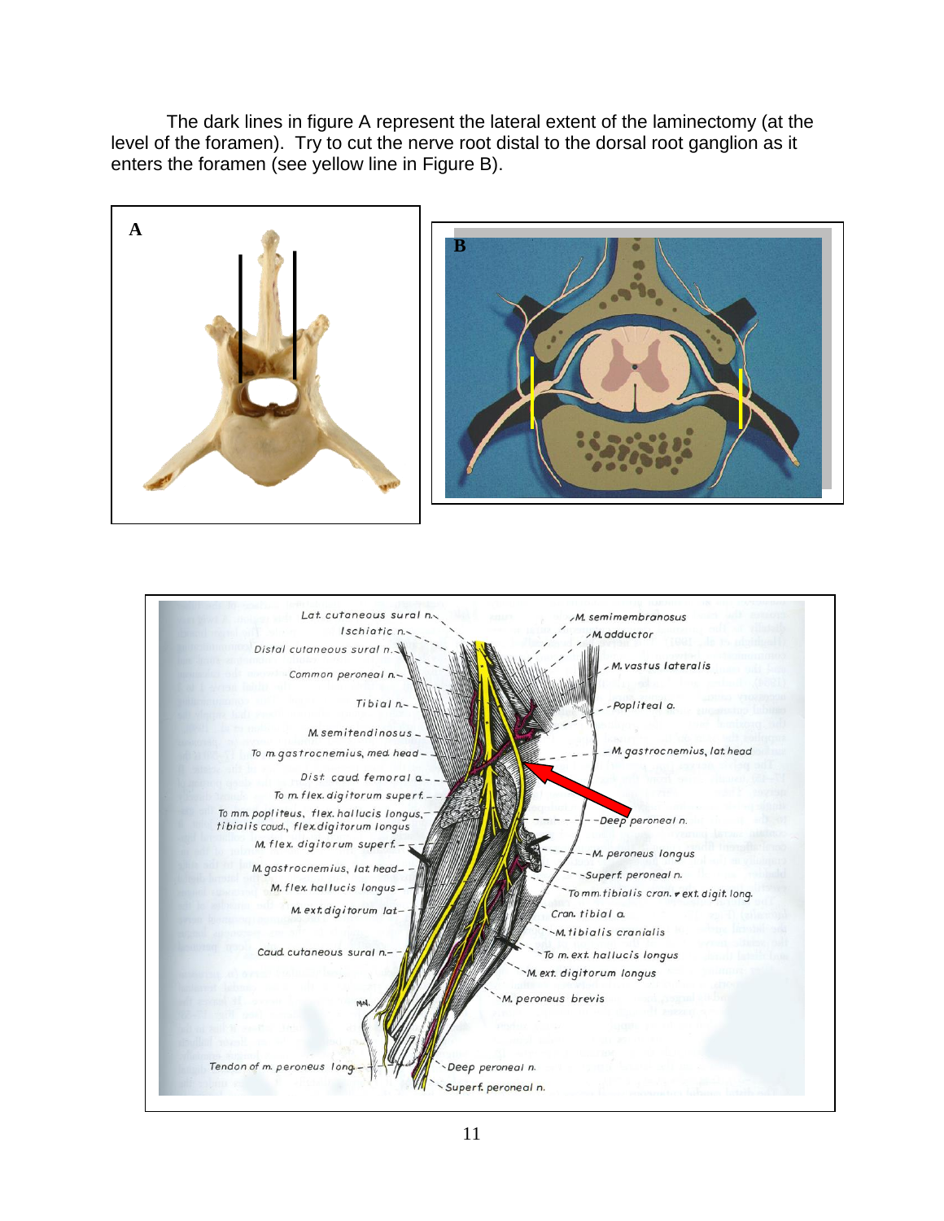The dark lines in figure A represent the lateral extent of the laminectomy (at the level of the foramen). Try to cut the nerve root distal to the dorsal root ganglion as it enters the foramen (see yellow line in Figure B).

A

B

Lat. cutaneous sural n.
Ischiatic n.
Distal cutaneous sural n.
Common peroneal n.
Tibial n.
M. semitendinosus
To m. gastrocnemius, med. head
Dist. caud. femoral a.
To m. flex. digitorum superf.
To mm. popliteus, flex. hallucis longus, tibialis caud., flex. digitorum longus
M. flex. digitorum superf.
M. gastrocnemius, lat. head
M. flex. hallucis longus
M. ext. digitorum lat.
Caud. cutaneous sural n.
Tendon of m. peroneus long.
M. semimembranosus
M. adductor
M. vastus lateralis
Popliteal a.
M. gastrocnemius, lat. head
Deep peroneal n.
M. peroneus longus
Superf. peroneal n.
To mm. tibialis cran. & ext. digit. long.
Cran. tibial a.
M. tibialis cranialis
To m. ext. hallucis longus
M. ext. digitorum longus
M. peroneus brevis
Deep peroneal n.
Superf. peroneal n.